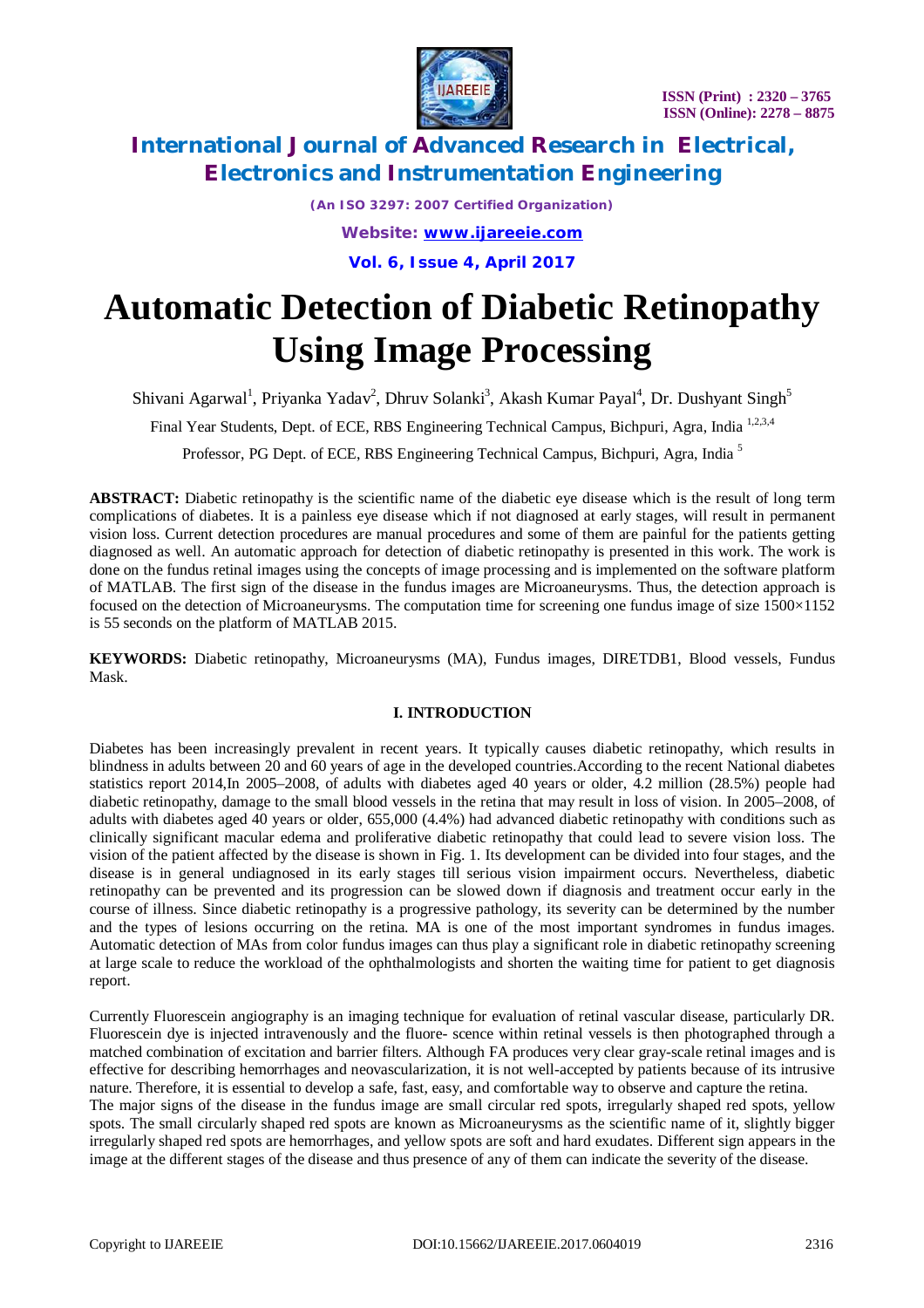# Automatic Detection of Diabetic Retinopathy Using Image Processing

Shivani Agarwal[1], Priyanka Yadav[2], Dhruv Solanki[3], Akash Kumar Payal[4], Dr. Dushyant Singh[5]

Final Year Students, Dept. of ECE, RBS Engineering Technical Campus, Bichpuri, Agra, India [1,2,3,4]

Professor, PG Dept. of ECE, RBS Engineering Technical Campus, Bichpuri, Agra, India [5]

**ABSTRACT:** Diabetic retinopathy is the scientific name of the diabetic eye disease which is the result of long term complications of diabetes. It is a painless eye disease which if not diagnosed at early stages, will result in permanent vision loss. Current detection procedures are manual procedures and some of them are painful for the patients getting diagnosed as well. An automatic approach for detection of diabetic retinopathy is presented in this work. The work is done on the fundus retinal images using the concepts of image processing and is implemented on the software platform of MATLAB. The first sign of the disease in the fundus images are Microaneurysms. Thus, the detection approach is focused on the detection of Microaneurysms. The computation time for screening one fundus image of size 1500×1152 is 55 seconds on the platform of MATLAB 2015.

**KEYWORDS:** Diabetic retinopathy, Microaneurysms (MA), Fundus images, DIRETDB1, Blood vessels, Fundus Mask.

## I. INTRODUCTION

Diabetes has been increasingly prevalent in recent years. It typically causes diabetic retinopathy, which results in blindness in adults between 20 and 60 years of age in the developed countries.According to the recent National diabetes statistics report 2014,In 2005–2008, of adults with diabetes aged 40 years or older, 4.2 million (28.5%) people had diabetic retinopathy, damage to the small blood vessels in the retina that may result in loss of vision. In 2005–2008, of adults with diabetes aged 40 years or older, 655,000 (4.4%) had advanced diabetic retinopathy with conditions such as clinically significant macular edema and proliferative diabetic retinopathy that could lead to severe vision loss. The vision of the patient affected by the disease is shown in Fig. 1. Its development can be divided into four stages, and the disease is in general undiagnosed in its early stages till serious vision impairment occurs. Nevertheless, diabetic retinopathy can be prevented and its progression can be slowed down if diagnosis and treatment occur early in the course of illness. Since diabetic retinopathy is a progressive pathology, its severity can be determined by the number and the types of lesions occurring on the retina. MA is one of the most important syndromes in fundus images. Automatic detection of MAs from color fundus images can thus play a significant role in diabetic retinopathy screening at large scale to reduce the workload of the ophthalmologists and shorten the waiting time for patient to get diagnosis report.

Currently Fluorescein angiography is an imaging technique for evaluation of retinal vascular disease, particularly DR. Fluorescein dye is injected intravenously and the fluore- scence within retinal vessels is then photographed through a matched combination of excitation and barrier filters. Although FA produces very clear gray-scale retinal images and is effective for describing hemorrhages and neovascularization, it is not well-accepted by patients because of its intrusive nature. Therefore, it is essential to develop a safe, fast, easy, and comfortable way to observe and capture the retina.

The major signs of the disease in the fundus image are small circular red spots, irregularly shaped red spots, yellow spots. The small circularly shaped red spots are known as Microaneurysms as the scientific name of it, slightly bigger irregularly shaped red spots are hemorrhages, and yellow spots are soft and hard exudates. Different sign appears in the image at the different stages of the disease and thus presence of any of them can indicate the severity of the disease.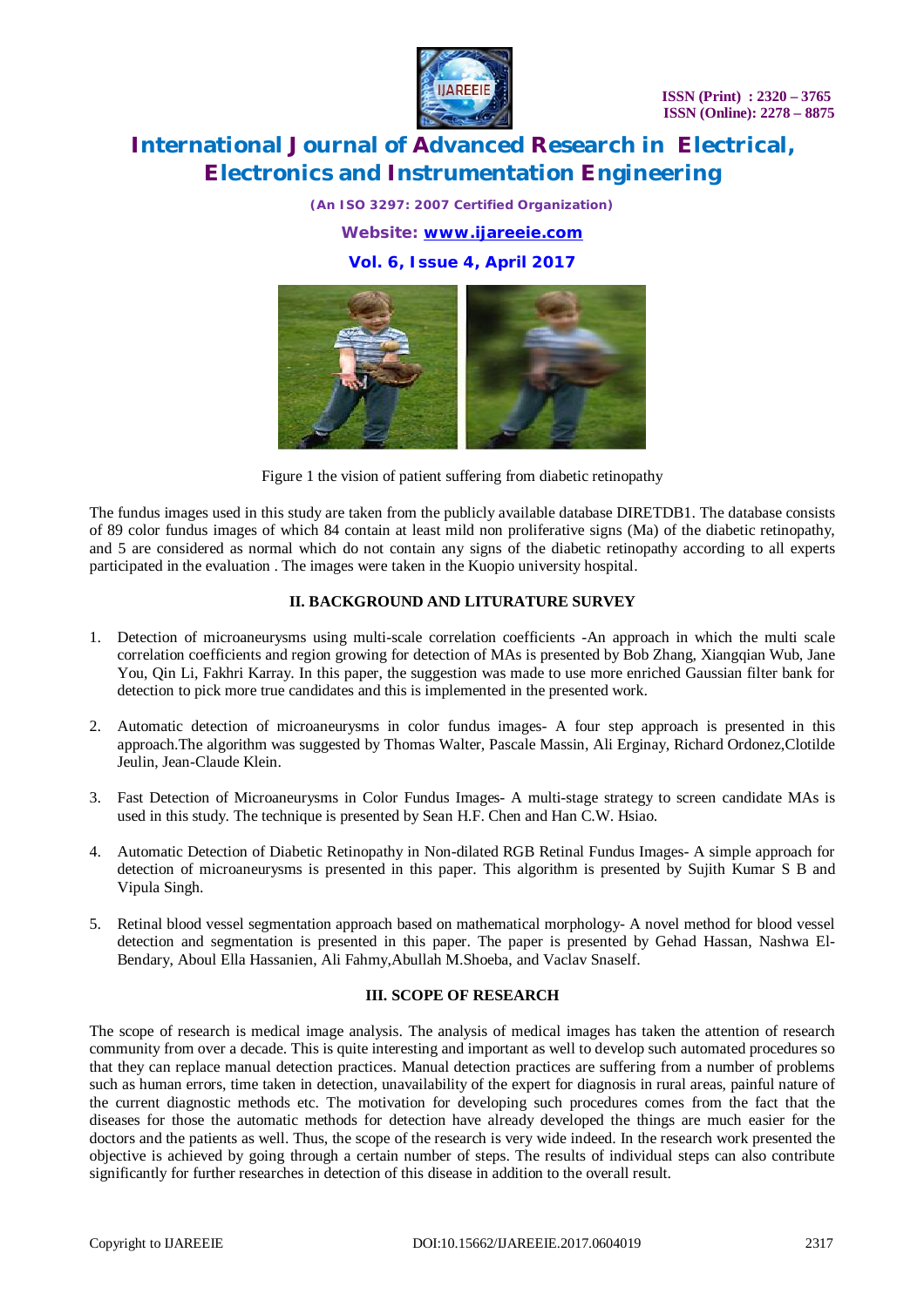Figure 1 the vision of patient suffering from diabetic retinopathy

The fundus images used in this study are taken from the publicly available database DIRETDB1. The database consists of 89 color fundus images of which 84 contain at least mild non proliferative signs (Ma) of the diabetic retinopathy, and 5 are considered as normal which do not contain any signs of the diabetic retinopathy according to all experts participated in the evaluation . The images were taken in the Kuopio university hospital.

## II. BACKGROUND AND LITURATURE SURVEY

1. Detection of microaneurysms using multi-scale correlation coefficients -An approach in which the multi scale correlation coefficients and region growing for detection of MAs is presented by Bob Zhang, Xiangqian Wub, Jane You, Qin Li, Fakhri Karray. In this paper, the suggestion was made to use more enriched Gaussian filter bank for detection to pick more true candidates and this is implemented in the presented work.

2. Automatic detection of microaneurysms in color fundus images- A four step approach is presented in this approach.The algorithm was suggested by Thomas Walter, Pascale Massin, Ali Erginay, Richard Ordonez,Clotilde Jeulin, Jean-Claude Klein.

3. Fast Detection of Microaneurysms in Color Fundus Images- A multi-stage strategy to screen candidate MAs is used in this study. The technique is presented by Sean H.F. Chen and Han C.W. Hsiao.

4. Automatic Detection of Diabetic Retinopathy in Non-dilated RGB Retinal Fundus Images- A simple approach for detection of microaneurysms is presented in this paper. This algorithm is presented by Sujith Kumar S B and Vipula Singh.

5. Retinal blood vessel segmentation approach based on mathematical morphology- A novel method for blood vessel detection and segmentation is presented in this paper. The paper is presented by Gehad Hassan, Nashwa El-Bendary, Aboul Ella Hassanien, Ali Fahmy,Abullah M.Shoeba, and Vaclav Snaself.

## III. SCOPE OF RESEARCH

The scope of research is medical image analysis. The analysis of medical images has taken the attention of research community from over a decade. This is quite interesting and important as well to develop such automated procedures so that they can replace manual detection practices. Manual detection practices are suffering from a number of problems such as human errors, time taken in detection, unavailability of the expert for diagnosis in rural areas, painful nature of the current diagnostic methods etc. The motivation for developing such procedures comes from the fact that the diseases for those the automatic methods for detection have already developed the things are much easier for the doctors and the patients as well. Thus, the scope of the research is very wide indeed. In the research work presented the objective is achieved by going through a certain number of steps. The results of individual steps can also contribute significantly for further researches in detection of this disease in addition to the overall result.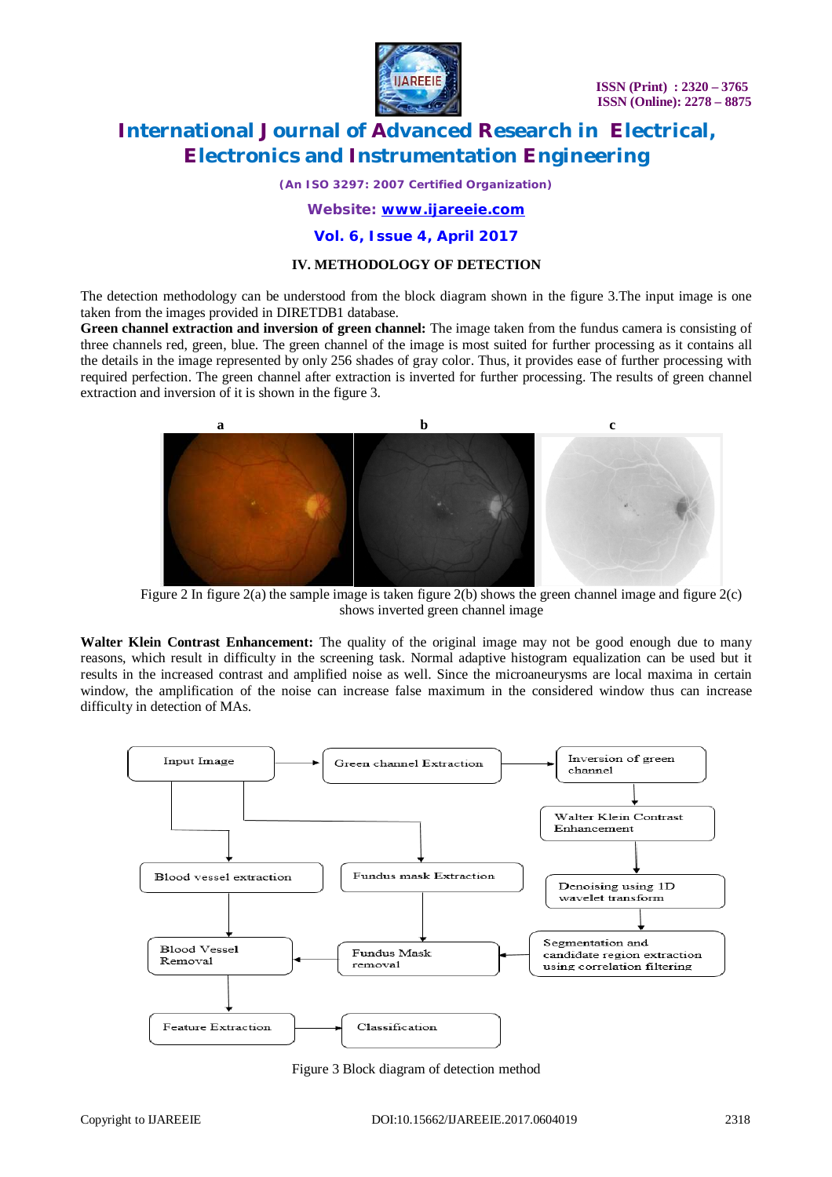## IV. METHODOLOGY OF DETECTION

The detection methodology can be understood from the block diagram shown in the figure 3.The input image is one taken from the images provided in DIRETDB1 database.

**Green channel extraction and inversion of green channel:** The image taken from the fundus camera is consisting of three channels red, green, blue. The green channel of the image is most suited for further processing as it contains all the details in the image represented by only 256 shades of gray color. Thus, it provides ease of further processing with required perfection. The green channel after extraction is inverted for further processing. The results of green channel extraction and inversion of it is shown in the figure 3.

Figure 2 In figure 2(a) the sample image is taken figure 2(b) shows the green channel image and figure 2(c) shows inverted green channel image

**Walter Klein Contrast Enhancement:** The quality of the original image may not be good enough due to many reasons, which result in difficulty in the screening task. Normal adaptive histogram equalization can be used but it results in the increased contrast and amplified noise as well. Since the microaneurysms are local maxima in certain window, the amplification of the noise can increase false maximum in the considered window thus can increase difficulty in detection of MAs.

Figure 3 Block diagram of detection method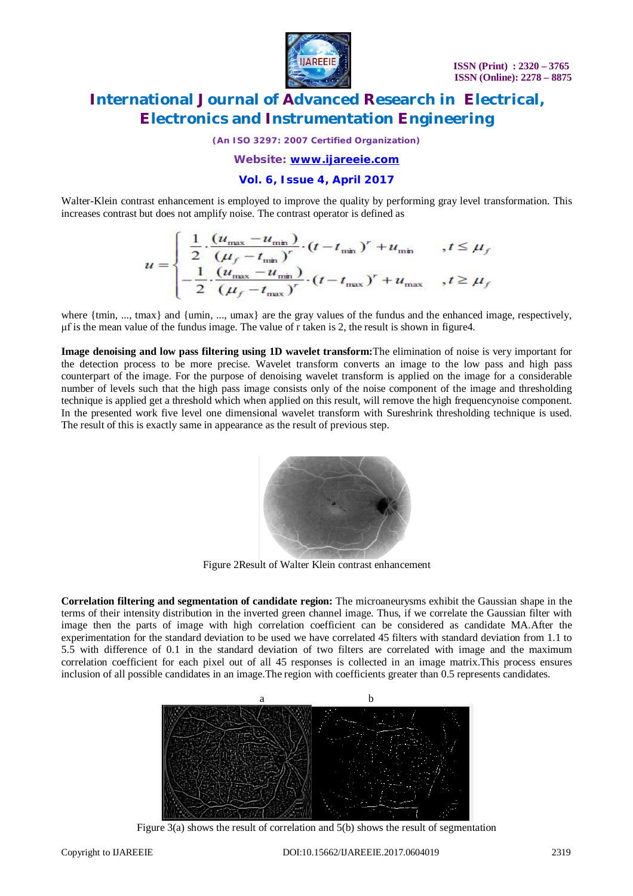Walter-Klein contrast enhancement is employed to improve the quality by performing gray level transformation. This increases contrast but does not amplify noise. The contrast operator is defined as

$$u = \begin{cases} \frac{1}{2} \cdot \frac{(u_{max} - u_{min})}{(\mu_f - t_{min})^r} \cdot (t - t_{min})^r + u_{min} & , t \leq \mu_f \\ -\frac{1}{2} \cdot \frac{(u_{max} - u_{min})}{(\mu_f - t_{max})^r} \cdot (t - t_{max})^r + u_{max} & , t \geq \mu_f \end{cases}$$

where {tmin, ..., tmax} and {umin, ..., umax} are the gray values of the fundus and the enhanced image, respectively, μf is the mean value of the fundus image. The value of r taken is 2, the result is shown in figure4.

**Image denoising and low pass filtering using 1D wavelet transform:**The elimination of noise is very important for the detection process to be more precise. Wavelet transform converts an image to the low pass and high pass counterpart of the image. For the purpose of denoising wavelet transform is applied on the image for a considerable number of levels such that the high pass image consists only of the noise component of the image and thresholding technique is applied get a threshold which when applied on this result, will remove the high frequencynoise component. In the presented work five level one dimensional wavelet transform with Sureshrink thresholding technique is used. The result of this is exactly same in appearance as the result of previous step.

Figure 2Result of Walter Klein contrast enhancement

**Correlation filtering and segmentation of candidate region:** The microaneurysms exhibit the Gaussian shape in the terms of their intensity distribution in the inverted green channel image. Thus, if we correlate the Gaussian filter with image then the parts of image with high correlation coefficient can be considered as candidate MA.After the experimentation for the standard deviation to be used we have correlated 45 filters with standard deviation from 1.1 to 5.5 with difference of 0.1 in the standard deviation of two filters are correlated with image and the maximum correlation coefficient for each pixel out of all 45 responses is collected in an image matrix.This process ensures inclusion of all possible candidates in an image.The region with coefficients greater than 0.5 represents candidates.

Figure 3(a) shows the result of correlation and 5(b) shows the result of segmentation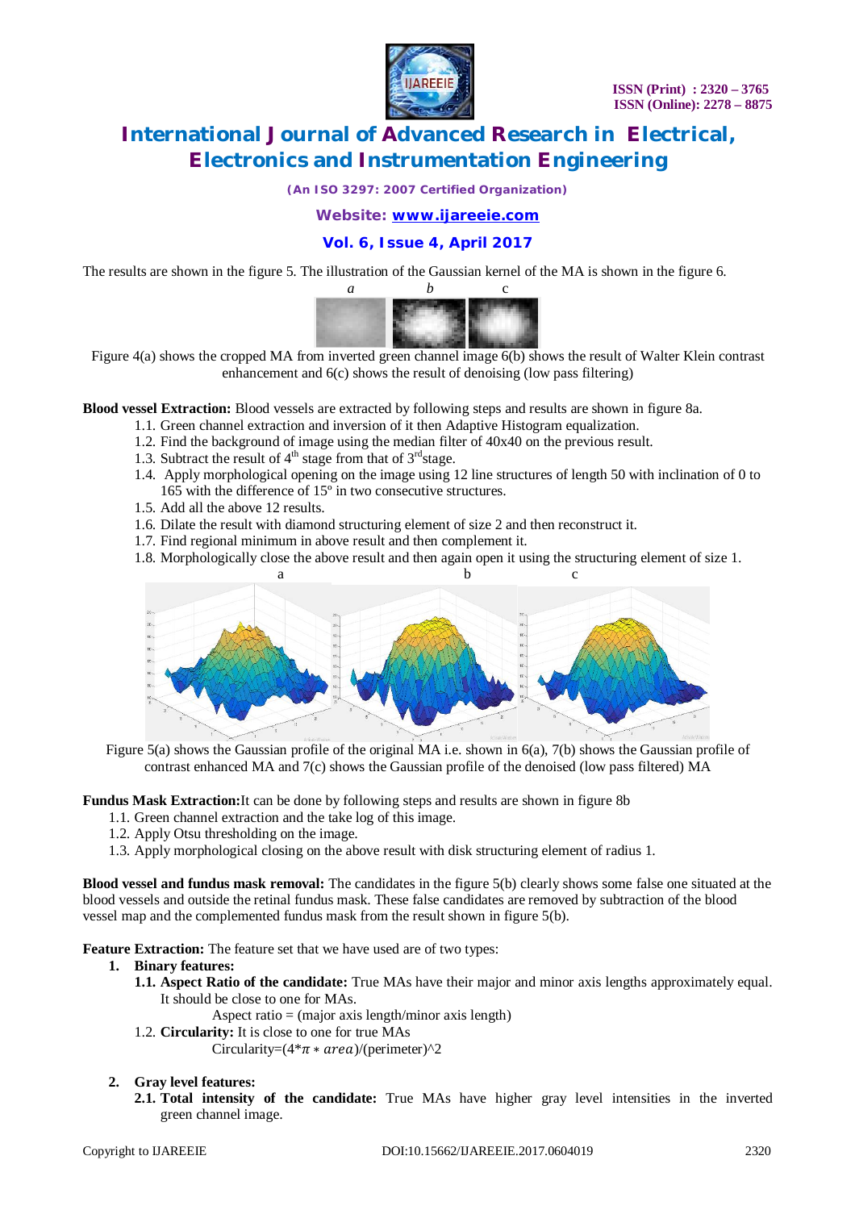The results are shown in the figure 5. The illustration of the Gaussian kernel of the MA is shown in the figure 6.

Figure 4(a) shows the cropped MA from inverted green channel image 6(b) shows the result of Walter Klein contrast enhancement and 6(c) shows the result of denoising (low pass filtering)

**Blood vessel Extraction:** Blood vessels are extracted by following steps and results are shown in figure 8a.

1.1. Green channel extraction and inversion of it then Adaptive Histogram equalization.
1.2. Find the background of image using the median filter of 40x40 on the previous result.
1.3. Subtract the result of 4th stage from that of 3rd stage.
1.4. Apply morphological opening on the image using 12 line structures of length 50 with inclination of 0 to 165 with the difference of 15º in two consecutive structures.
1.5. Add all the above 12 results.
1.6. Dilate the result with diamond structuring element of size 2 and then reconstruct it.
1.7. Find regional minimum in above result and then complement it.
1.8. Morphologically close the above result and then again open it using the structuring element of size 1.

Figure 5(a) shows the Gaussian profile of the original MA i.e. shown in 6(a), 7(b) shows the Gaussian profile of contrast enhanced MA and 7(c) shows the Gaussian profile of the denoised (low pass filtered) MA

**Fundus Mask Extraction:** It can be done by following steps and results are shown in figure 8b

1.1. Green channel extraction and the take log of this image.
1.2. Apply Otsu thresholding on the image.
1.3. Apply morphological closing on the above result with disk structuring element of radius 1.

**Blood vessel and fundus mask removal:** The candidates in the figure 5(b) clearly shows some false one situated at the blood vessels and outside the retinal fundus mask. These false candidates are removed by subtraction of the blood vessel map and the complemented fundus mask from the result shown in figure 5(b).

**Feature Extraction:** The feature set that we have used are of two types:

1. **Binary features:**
   - **1.1. Aspect Ratio of the candidate:** True MAs have their major and minor axis lengths approximately equal. It should be close to one for MAs.

     Aspect ratio = (major axis length/minor axis length)
   - 1.2. **Circularity:** It is close to one for true MAs

     Circularity=$(4*\pi*area)$/(perimeter)^2

2. **Gray level features:**
   - **2.1. Total intensity of the candidate:** True MAs have higher gray level intensities in the inverted green channel image.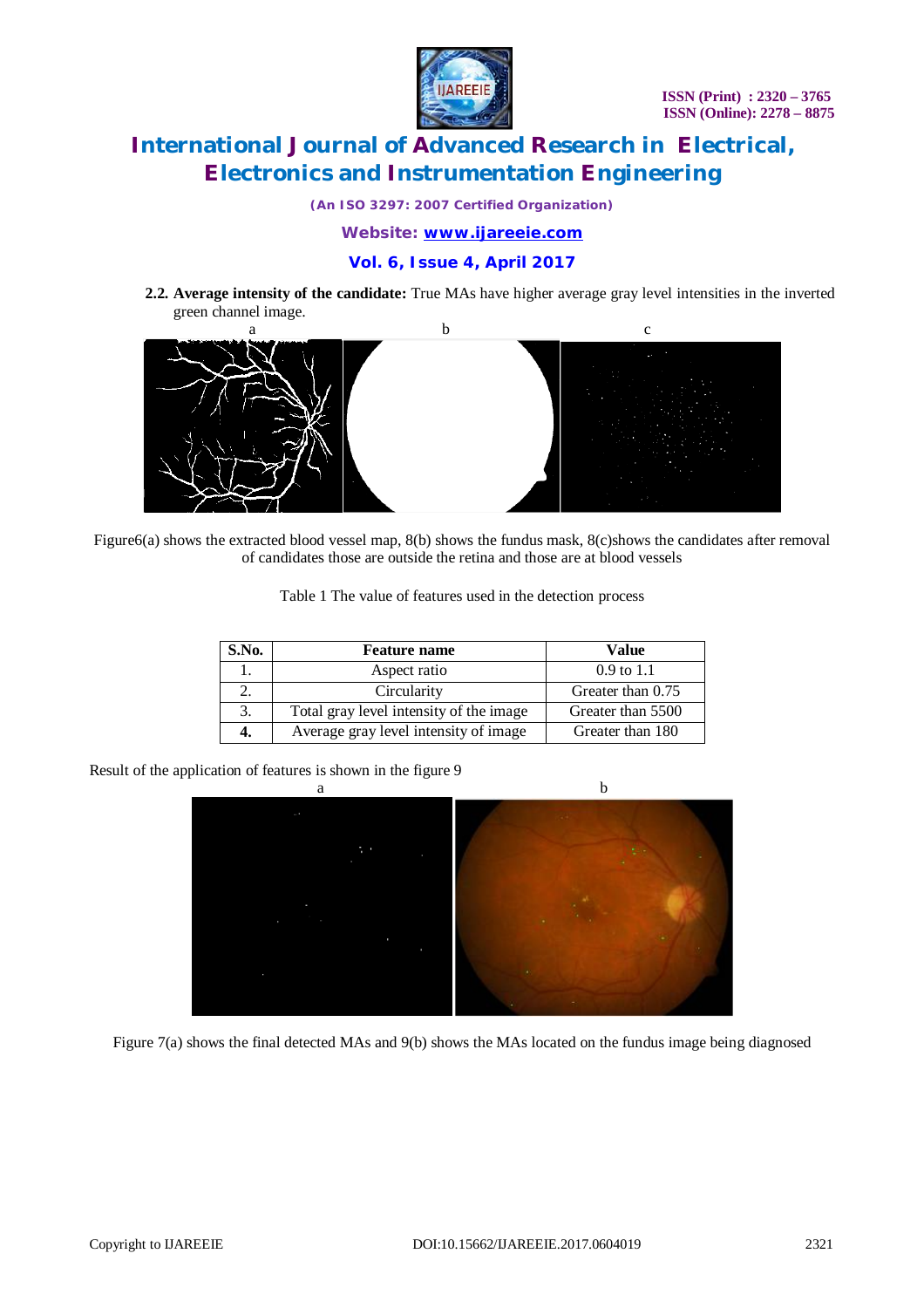**2.2. Average intensity of the candidate:** True MAs have higher average gray level intensities in the inverted green channel image.

a b c

Figure6(a) shows the extracted blood vessel map, 8(b) shows the fundus mask, 8(c)shows the candidates after removal of candidates those are outside the retina and those are at blood vessels

Table 1 The value of features used in the detection process

| S.No. | Feature name | Value |
|---|---|---|
| 1. | Aspect ratio | 0.9 to 1.1 |
| 2. | Circularity | Greater than 0.75 |
| 3. | Total gray level intensity of the image | Greater than 5500 |
| **4.** | Average gray level intensity of image | Greater than 180 |

Result of the application of features is shown in the figure 9

a b

Figure 7(a) shows the final detected MAs and 9(b) shows the MAs located on the fundus image being diagnosed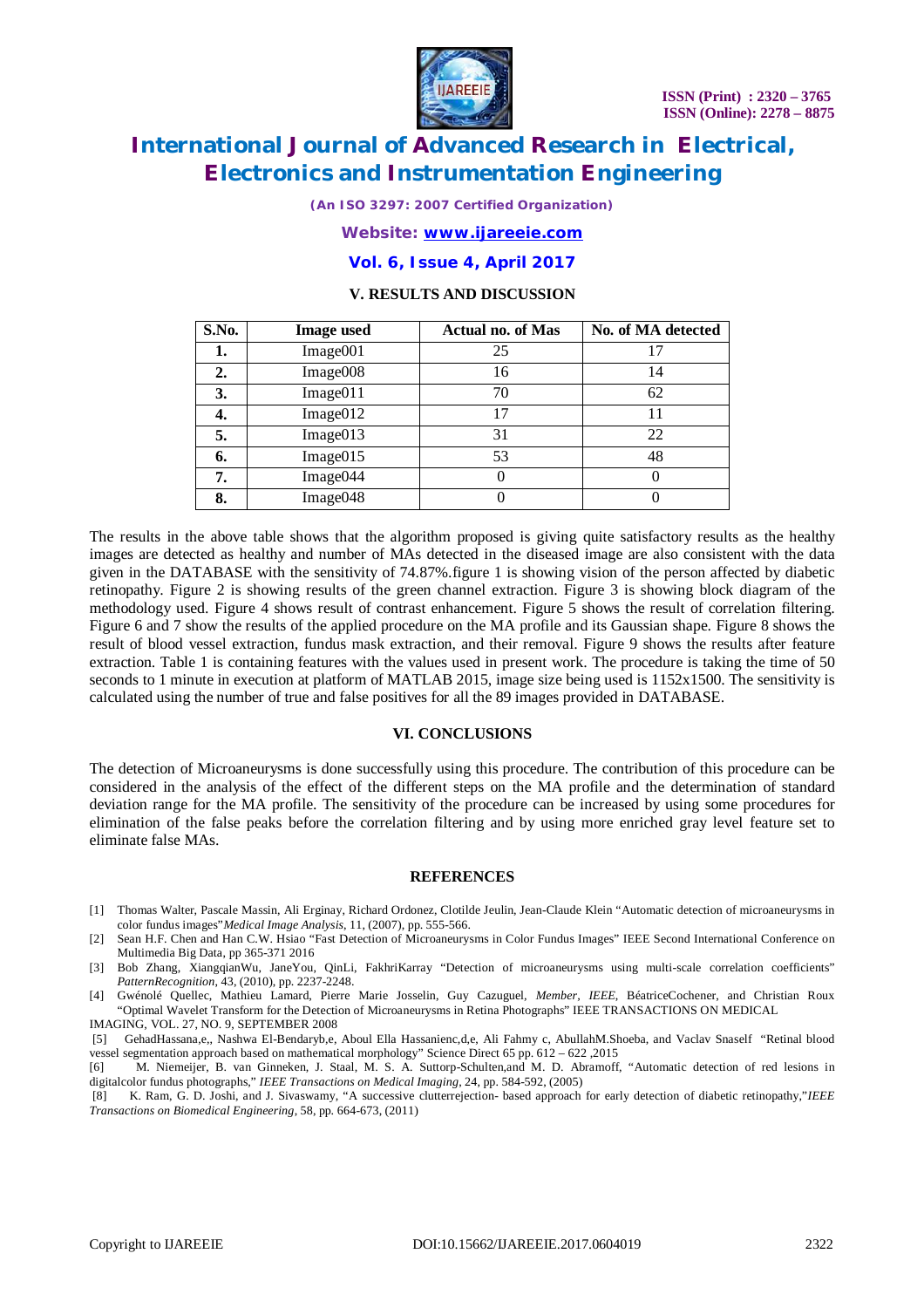## V. RESULTS AND DISCUSSION

| S.No. | Image used | Actual no. of Mas | No. of MA detected |
|---|---|---|---|
| **1.** | Image001 | 25 | 17 |
| **2.** | Image008 | 16 | 14 |
| **3.** | Image011 | 70 | 62 |
| **4.** | Image012 | 17 | 11 |
| **5.** | Image013 | 31 | 22 |
| **6.** | Image015 | 53 | 48 |
| **7.** | Image044 | 0 | 0 |
| **8.** | Image048 | 0 | 0 |

The results in the above table shows that the algorithm proposed is giving quite satisfactory results as the healthy images are detected as healthy and number of MAs detected in the diseased image are also consistent with the data given in the DATABASE with the sensitivity of 74.87%.figure 1 is showing vision of the person affected by diabetic retinopathy. Figure 2 is showing results of the green channel extraction. Figure 3 is showing block diagram of the methodology used. Figure 4 shows result of contrast enhancement. Figure 5 shows the result of correlation filtering. Figure 6 and 7 show the results of the applied procedure on the MA profile and its Gaussian shape. Figure 8 shows the result of blood vessel extraction, fundus mask extraction, and their removal. Figure 9 shows the results after feature extraction. Table 1 is containing features with the values used in present work. The procedure is taking the time of 50 seconds to 1 minute in execution at platform of MATLAB 2015, image size being used is 1152x1500. The sensitivity is calculated using the number of true and false positives for all the 89 images provided in DATABASE.

## VI. CONCLUSIONS

The detection of Microaneurysms is done successfully using this procedure. The contribution of this procedure can be considered in the analysis of the effect of the different steps on the MA profile and the determination of standard deviation range for the MA profile. The sensitivity of the procedure can be increased by using some procedures for elimination of the false peaks before the correlation filtering and by using more enriched gray level feature set to eliminate false MAs.

## REFERENCES

[1] Thomas Walter, Pascale Massin, Ali Erginay, Richard Ordonez, Clotilde Jeulin, Jean-Claude Klein "Automatic detection of microaneurysms in color fundus images"*Medical Image Analysis*, 11, (2007), pp. 555-566.

[2] Sean H.F. Chen and Han C.W. Hsiao "Fast Detection of Microaneurysms in Color Fundus Images" IEEE Second International Conference on Multimedia Big Data, pp 365-371 2016

[3] Bob Zhang, XiangqianWu, JaneYou, QinLi, FakhriKarray "Detection of microaneurysms using multi-scale correlation coefficients" *PatternRecognition*, 43, (2010), pp. 2237-2248.

[4] Gwénolé Quellec, Mathieu Lamard, Pierre Marie Josselin, Guy Cazuguel, *Member, IEEE*, BéatriceCochener, and Christian Roux "Optimal Wavelet Transform for the Detection of Microaneurysms in Retina Photographs" IEEE TRANSACTIONS ON MEDICAL IMAGING, VOL. 27, NO. 9, SEPTEMBER 2008

[5] GehadHassana,e,, Nashwa El-Bendaryb,e, Aboul Ella Hassanienc,d,e, Ali Fahmy c, AbullahM.Shoeba, and Vaclav Snaself "Retinal blood vessel segmentation approach based on mathematical morphology" Science Direct 65 pp. 612 – 622 ,2015

[6] M. Niemeijer, B. van Ginneken, J. Staal, M. S. A. Suttorp-Schulten,and M. D. Abramoff, "Automatic detection of red lesions in digitalcolor fundus photographs," *IEEE Transactions on Medical Imaging*, 24, pp. 584-592, (2005)

[8] K. Ram, G. D. Joshi, and J. Sivaswamy, "A successive clutterrejection- based approach for early detection of diabetic retinopathy,"*IEEE Transactions on Biomedical Engineering*, 58, pp. 664-673, (2011)